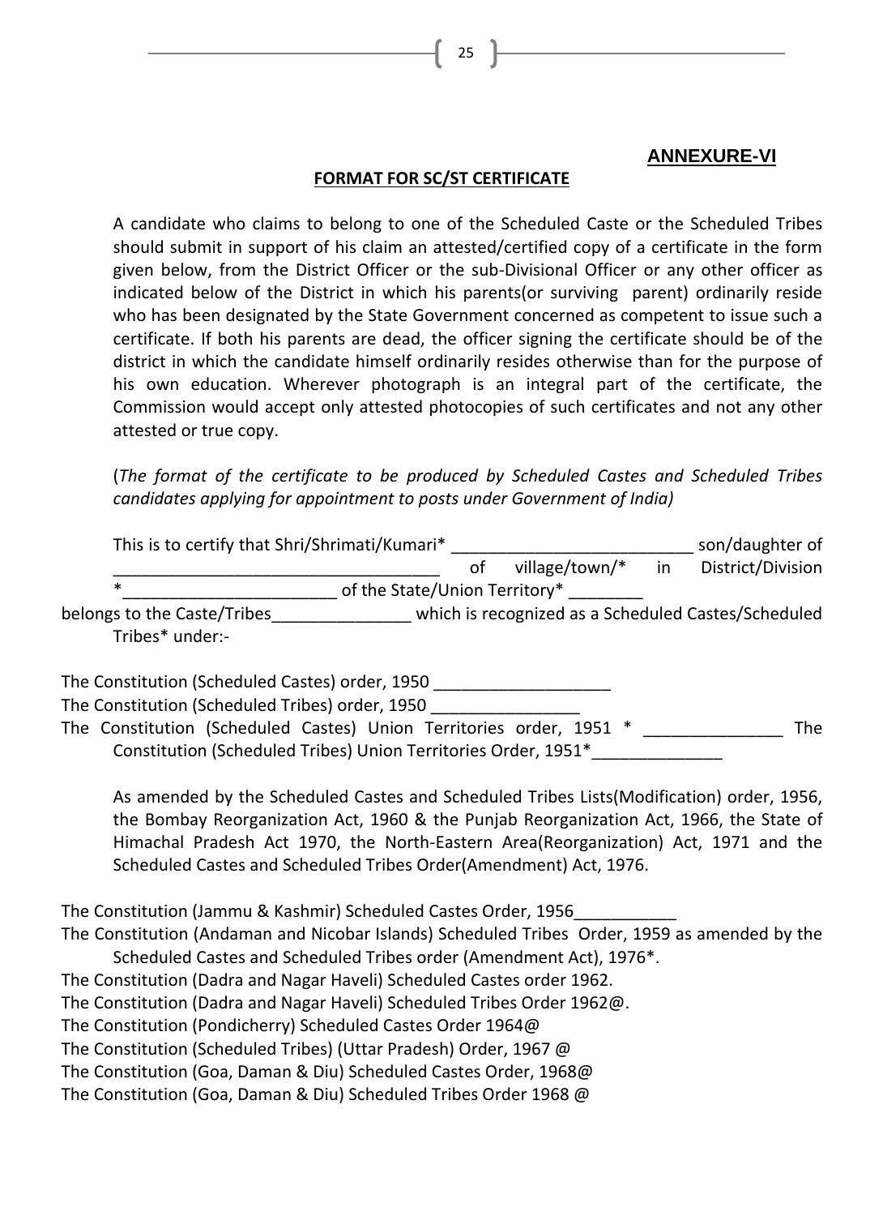## ANNEXURE-VI

### FORMAT FOR SC/ST CERTIFICATE

A candidate who claims to belong to one of the Scheduled Caste or the Scheduled Tribes should submit in support of his claim an attested/certified copy of a certificate in the form given below, from the District Officer or the sub-Divisional Officer or any other officer as indicated below of the District in which his parents(or surviving parent) ordinarily reside who has been designated by the State Government concerned as competent to issue such a certificate. If both his parents are dead, the officer signing the certificate should be of the district in which the candidate himself ordinarily resides otherwise than for the purpose of his own education. Wherever photograph is an integral part of the certificate, the Commission would accept only attested photocopies of such certificates and not any other attested or true copy.

(*The format of the certificate to be produced by Scheduled Castes and Scheduled Tribes candidates applying for appointment to posts under Government of India)*

This is to certify that Shri/Shrimati/Kumari* __________________________ son/daughter of ___________________________________ of village/town/* in District/Division *_______________________ of the State/Union Territory* ________ belongs to the Caste/Tribes_______________ which is recognized as a Scheduled Castes/Scheduled Tribes* under:-

The Constitution (Scheduled Castes) order, 1950 ___________________
The Constitution (Scheduled Tribes) order, 1950 ________________
The Constitution (Scheduled Castes) Union Territories order, 1951 * _______________ The Constitution (Scheduled Tribes) Union Territories Order, 1951*______________

As amended by the Scheduled Castes and Scheduled Tribes Lists(Modification) order, 1956, the Bombay Reorganization Act, 1960 & the Punjab Reorganization Act, 1966, the State of Himachal Pradesh Act 1970, the North-Eastern Area(Reorganization) Act, 1971 and the Scheduled Castes and Scheduled Tribes Order(Amendment) Act, 1976.

The Constitution (Jammu & Kashmir) Scheduled Castes Order, 1956___________
The Constitution (Andaman and Nicobar Islands) Scheduled Tribes Order, 1959 as amended by the Scheduled Castes and Scheduled Tribes order (Amendment Act), 1976*.
The Constitution (Dadra and Nagar Haveli) Scheduled Castes order 1962.
The Constitution (Dadra and Nagar Haveli) Scheduled Tribes Order 1962@.
The Constitution (Pondicherry) Scheduled Castes Order 1964@
The Constitution (Scheduled Tribes) (Uttar Pradesh) Order, 1967 @
The Constitution (Goa, Daman & Diu) Scheduled Castes Order, 1968@
The Constitution (Goa, Daman & Diu) Scheduled Tribes Order 1968 @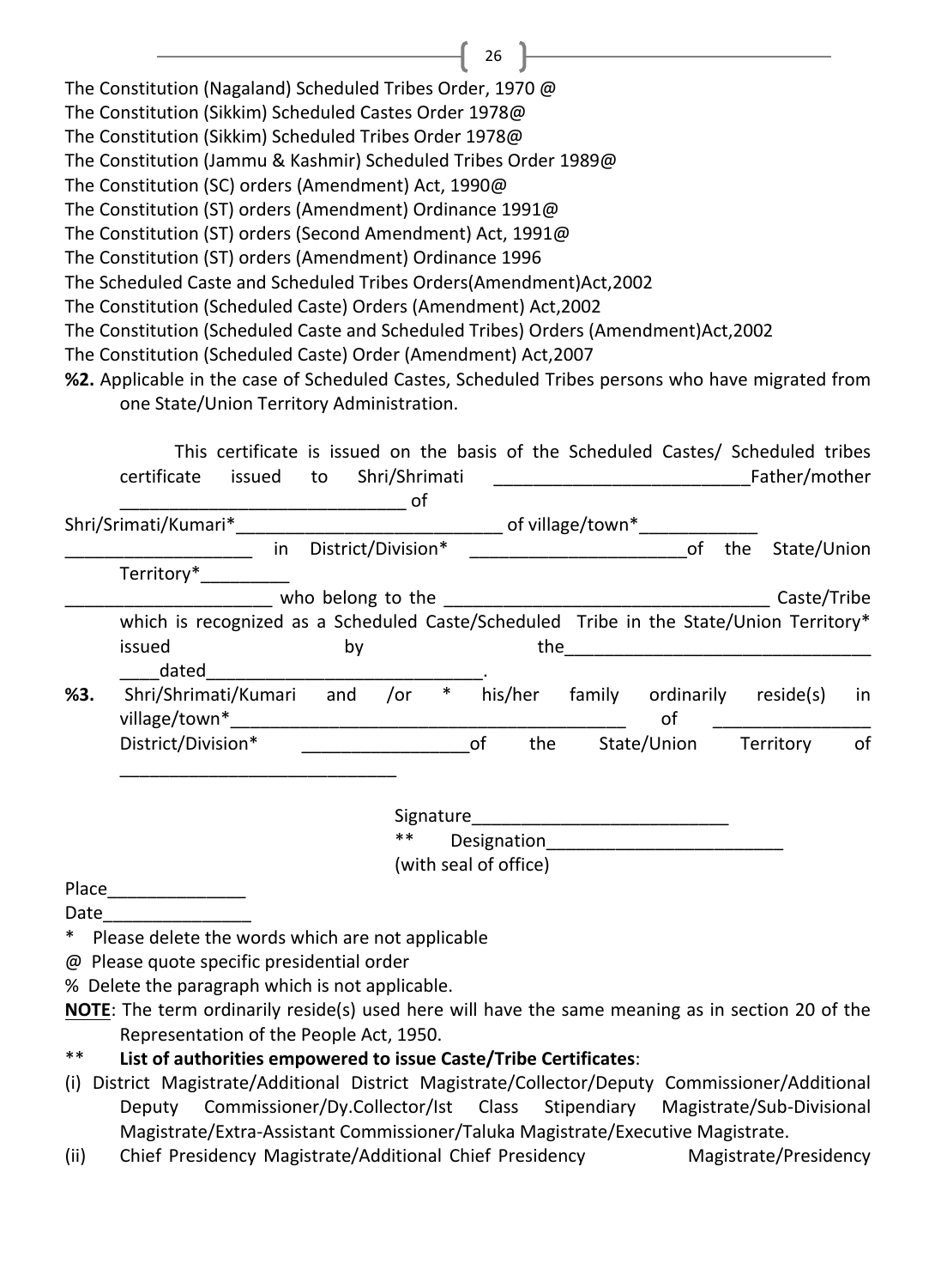The Constitution (Nagaland) Scheduled Tribes Order, 1970 @
The Constitution (Sikkim) Scheduled Castes Order 1978@
The Constitution (Sikkim) Scheduled Tribes Order 1978@
The Constitution (Jammu & Kashmir) Scheduled Tribes Order 1989@
The Constitution (SC) orders (Amendment) Act, 1990@
The Constitution (ST) orders (Amendment) Ordinance 1991@
The Constitution (ST) orders (Second Amendment) Act, 1991@
The Constitution (ST) orders (Amendment) Ordinance 1996
The Scheduled Caste and Scheduled Tribes Orders(Amendment)Act,2002
The Constitution (Scheduled Caste) Orders (Amendment) Act,2002
The Constitution (Scheduled Caste and Scheduled Tribes) Orders (Amendment)Act,2002
The Constitution (Scheduled Caste) Order (Amendment) Act,2007

**%2.** Applicable in the case of Scheduled Castes, Scheduled Tribes persons who have migrated from one State/Union Territory Administration.

This certificate is issued on the basis of the Scheduled Castes/ Scheduled tribes certificate issued to Shri/Shrimati _________________________Father/mother _____________________________ of Shri/Srimati/Kumari*___________________________ of village/town*____________ ___________________ in District/Division* ______________________of the State/Union Territory*_________ _____________________ who belong to the ________________________________ Caste/Tribe which is recognized as a Scheduled Caste/Scheduled Tribe in the State/Union Territory* issued by the_______________________________ ____dated____________________________.

**%3.** Shri/Shrimati/Kumari and /or * his/her family ordinarily reside(s) in village/town*________________________________________ of _______________ District/Division* _________________of the State/Union Territory of ____________________________

Signature__________________________
** Designation________________________
(with seal of office)

Place______________
Date_______________

\* Please delete the words which are not applicable
@ Please quote specific presidential order
% Delete the paragraph which is not applicable.

**NOTE**: The term ordinarily reside(s) used here will have the same meaning as in section 20 of the Representation of the People Act, 1950.

** **List of authorities empowered to issue Caste/Tribe Certificates**:

(i) District Magistrate/Additional District Magistrate/Collector/Deputy Commissioner/Additional Deputy Commissioner/Dy.Collector/Ist Class Stipendiary Magistrate/Sub-Divisional Magistrate/Extra-Assistant Commissioner/Taluka Magistrate/Executive Magistrate.

(ii) Chief Presidency Magistrate/Additional Chief Presidency Magistrate/Presidency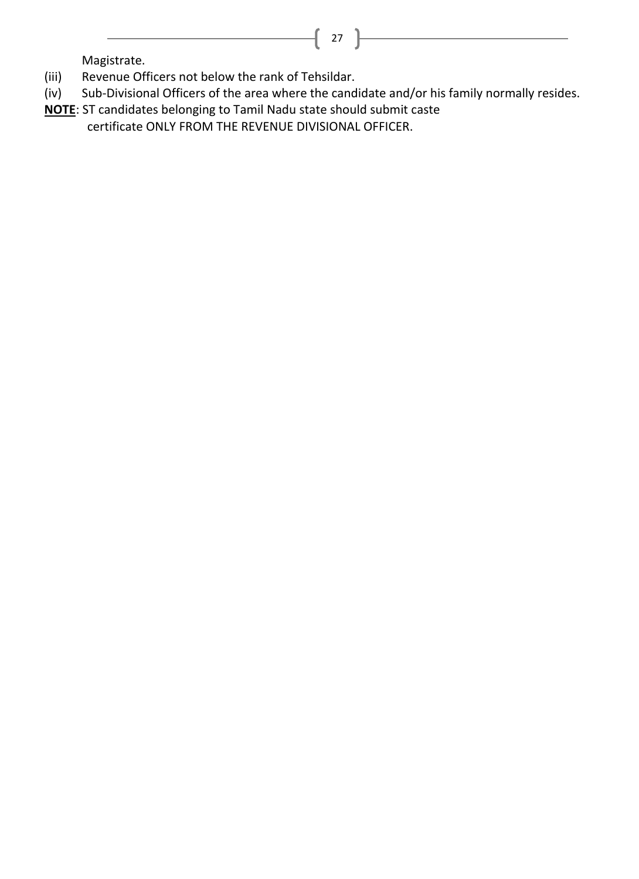Magistrate.

(iii) Revenue Officers not below the rank of Tehsildar.

(iv) Sub-Divisional Officers of the area where the candidate and/or his family normally resides.

**NOTE**: ST candidates belonging to Tamil Nadu state should submit caste certificate ONLY FROM THE REVENUE DIVISIONAL OFFICER.